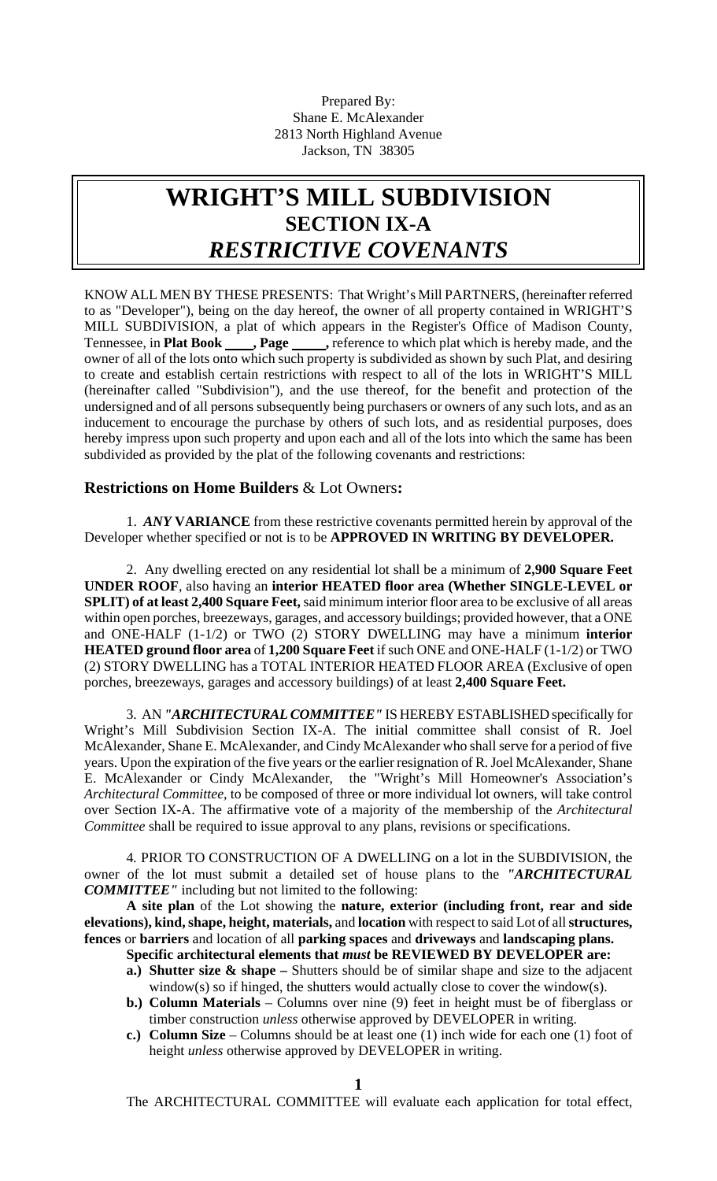Prepared By:
Shane E. McAlexander
2813 North Highland Avenue
Jackson, TN 38305

# WRIGHT'S MILL SUBDIVISION
## SECTION IX-A
## *RESTRICTIVE COVENANTS*

KNOW ALL MEN BY THESE PRESENTS: That Wright's Mill PARTNERS, (hereinafter referred to as "Developer"), being on the day hereof, the owner of all property contained in WRIGHT'S MILL SUBDIVISION, a plat of which appears in the Register's Office of Madison County, Tennessee, in **Plat Book \_\_\_\_, Page \_\_\_\_,** reference to which plat which is hereby made, and the owner of all of the lots onto which such property is subdivided as shown by such Plat, and desiring to create and establish certain restrictions with respect to all of the lots in WRIGHT'S MILL (hereinafter called "Subdivision"), and the use thereof, for the benefit and protection of the undersigned and of all persons subsequently being purchasers or owners of any such lots, and as an inducement to encourage the purchase by others of such lots, and as residential purposes, does hereby impress upon such property and upon each and all of the lots into which the same has been subdivided as provided by the plat of the following covenants and restrictions:

### Restrictions on Home Builders & Lot Owners:

1. ***ANY* VARIANCE** from these restrictive covenants permitted herein by approval of the Developer whether specified or not is to be **APPROVED IN WRITING BY DEVELOPER.**

2. Any dwelling erected on any residential lot shall be a minimum of **2,900 Square Feet UNDER ROOF**, also having an **interior HEATED floor area (Whether SINGLE-LEVEL or SPLIT) of at least 2,400 Square Feet,** said minimum interior floor area to be exclusive of all areas within open porches, breezeways, garages, and accessory buildings; provided however, that a ONE and ONE-HALF (1-1/2) or TWO (2) STORY DWELLING may have a minimum **interior HEATED ground floor area** of **1,200 Square Feet** if such ONE and ONE-HALF (1-1/2) or TWO (2) STORY DWELLING has a TOTAL INTERIOR HEATED FLOOR AREA (Exclusive of open porches, breezeways, garages and accessory buildings) of at least **2,400 Square Feet.**

3. AN ***"ARCHITECTURAL COMMITTEE"*** IS HEREBY ESTABLISHED specifically for Wright's Mill Subdivision Section IX-A. The initial committee shall consist of R. Joel McAlexander, Shane E. McAlexander, and Cindy McAlexander who shall serve for a period of five years. Upon the expiration of the five years or the earlier resignation of R. Joel McAlexander, Shane E. McAlexander or Cindy McAlexander, the "Wright's Mill Homeowner's Association's *Architectural Committee,* to be composed of three or more individual lot owners, will take control over Section IX-A. The affirmative vote of a majority of the membership of the *Architectural Committee* shall be required to issue approval to any plans, revisions or specifications.

4. PRIOR TO CONSTRUCTION OF A DWELLING on a lot in the SUBDIVISION, the owner of the lot must submit a detailed set of house plans to the ***"ARCHITECTURAL COMMITTEE"*** including but not limited to the following:

**A site plan** of the Lot showing the **nature, exterior (including front, rear and side elevations), kind, shape, height, materials,** and **location** with respect to said Lot of all **structures, fences** or **barriers** and location of all **parking spaces** and **driveways** and **landscaping plans.**

**Specific architectural elements that *must* be REVIEWED BY DEVELOPER are:**

- **a.) Shutter size & shape –** Shutters should be of similar shape and size to the adjacent window(s) so if hinged, the shutters would actually close to cover the window(s).
- **b.) Column Materials** – Columns over nine (9) feet in height must be of fiberglass or timber construction *unless* otherwise approved by DEVELOPER in writing.
- **c.) Column Size** – Columns should be at least one (1) inch wide for each one (1) foot of height *unless* otherwise approved by DEVELOPER in writing.

The ARCHITECTURAL COMMITTEE will evaluate each application for total effect,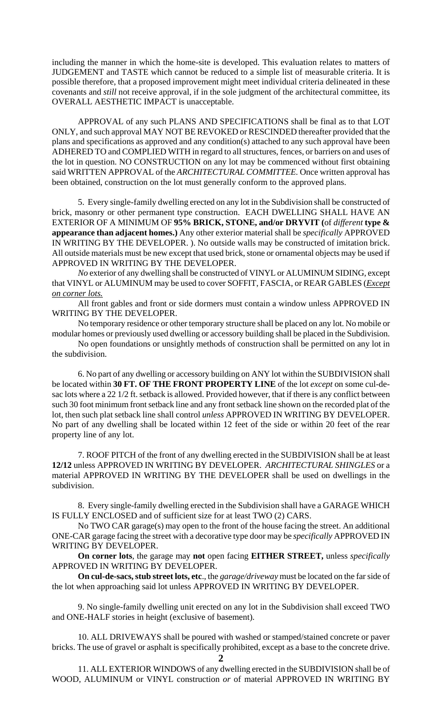including the manner in which the home-site is developed. This evaluation relates to matters of JUDGEMENT and TASTE which cannot be reduced to a simple list of measurable criteria. It is possible therefore, that a proposed improvement might meet individual criteria delineated in these covenants and *still* not receive approval, if in the sole judgment of the architectural committee, its OVERALL AESTHETIC IMPACT is unacceptable.

APPROVAL of any such PLANS AND SPECIFICATIONS shall be final as to that LOT ONLY, and such approval MAY NOT BE REVOKED or RESCINDED thereafter provided that the plans and specifications as approved and any condition(s) attached to any such approval have been ADHERED TO and COMPLIED WITH in regard to all structures, fences, or barriers on and uses of the lot in question. NO CONSTRUCTION on any lot may be commenced without first obtaining said WRITTEN APPROVAL of the *ARCHITECTURAL COMMITTEE*. Once written approval has been obtained, construction on the lot must generally conform to the approved plans.

5. Every single-family dwelling erected on any lot in the Subdivision shall be constructed of brick, masonry or other permanent type construction. EACH DWELLING SHALL HAVE AN EXTERIOR OF A MINIMUM OF **95% BRICK, STONE, and/or DRYVIT (**of *different* **type & appearance than adjacent homes.)** Any other exterior material shall be *specifically* APPROVED IN WRITING BY THE DEVELOPER. ). No outside walls may be constructed of imitation brick. All outside materials must be new except that used brick, stone or ornamental objects may be used if APPROVED IN WRITING BY THE DEVELOPER.

*No* exterior of any dwelling shall be constructed of VINYL or ALUMINUM SIDING, except that VINYL or ALUMINUM may be used to cover SOFFIT, FASCIA, or REAR GABLES (*Except on corner lots.*

All front gables and front or side dormers must contain a window unless APPROVED IN WRITING BY THE DEVELOPER.

No temporary residence or other temporary structure shall be placed on any lot. No mobile or modular homes or previously used dwelling or accessory building shall be placed in the Subdivision.

No open foundations or unsightly methods of construction shall be permitted on any lot in the subdivision.

6. No part of any dwelling or accessory building on ANY lot within the SUBDIVISION shall be located within **30 FT. OF THE FRONT PROPERTY LINE** of the lot *except* on some cul-de-sac lots where a 22 1/2 ft. setback is allowed. Provided however, that if there is any conflict between such 30 foot minimum front setback line and any front setback line shown on the recorded plat of the lot, then such plat setback line shall control *unless* APPROVED IN WRITING BY DEVELOPER. No part of any dwelling shall be located within 12 feet of the side or within 20 feet of the rear property line of any lot.

7. ROOF PITCH of the front of any dwelling erected in the SUBDIVISION shall be at least **12/12** unless APPROVED IN WRITING BY DEVELOPER. *ARCHITECTURAL SHINGLES* or a material APPROVED IN WRITING BY THE DEVELOPER shall be used on dwellings in the subdivision.

8. Every single-family dwelling erected in the Subdivision shall have a GARAGE WHICH IS FULLY ENCLOSED and of sufficient size for at least TWO (2) CARS.

No TWO CAR garage(s) may open to the front of the house facing the street. An additional ONE-CAR garage facing the street with a decorative type door may be *specifically* APPROVED IN WRITING BY DEVELOPER.

**On corner lots**, the garage may **not** open facing **EITHER STREET,** unless *specifically* APPROVED IN WRITING BY DEVELOPER.

**On cul-de-sacs, stub street lots, etc**., the *garage/driveway* must be located on the far side of the lot when approaching said lot unless APPROVED IN WRITING BY DEVELOPER.

9. No single-family dwelling unit erected on any lot in the Subdivision shall exceed TWO and ONE-HALF stories in height (exclusive of basement).

10. ALL DRIVEWAYS shall be poured with washed or stamped/stained concrete or paver bricks. The use of gravel or asphalt is specifically prohibited, except as a base to the concrete drive.

11. ALL EXTERIOR WINDOWS of any dwelling erected in the SUBDIVISION shall be of WOOD, ALUMINUM or VINYL construction *or* of material APPROVED IN WRITING BY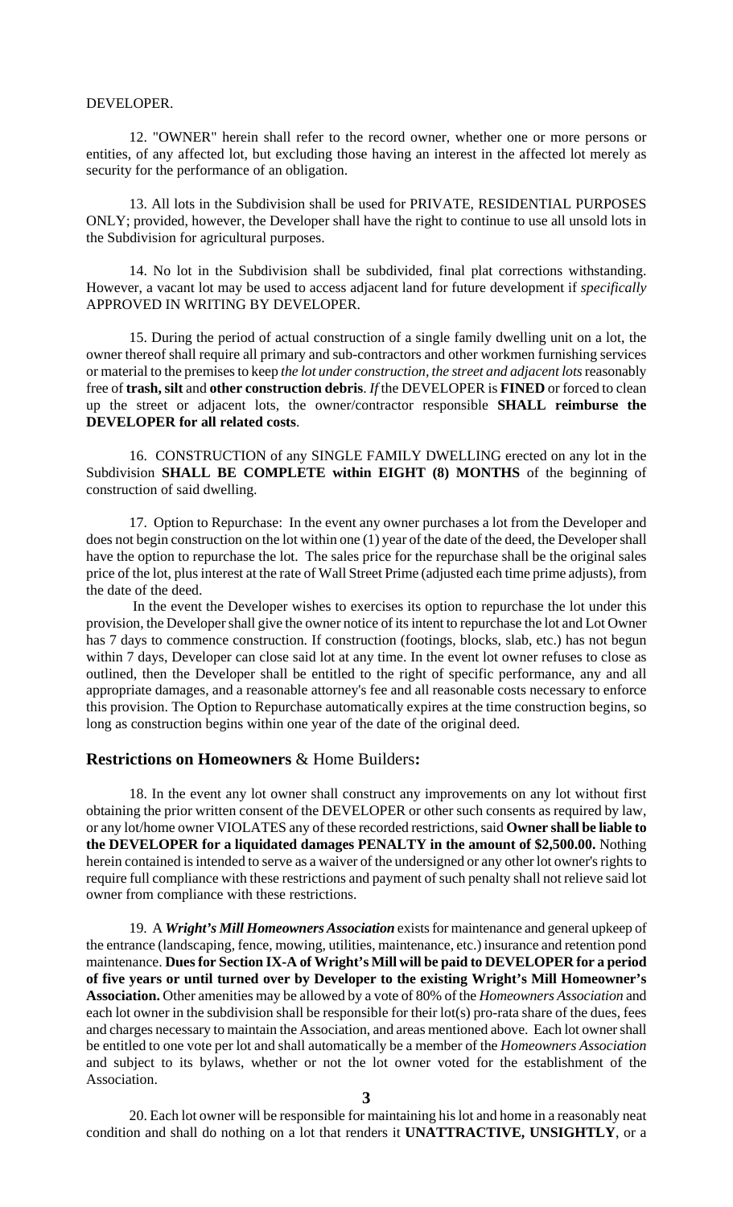DEVELOPER.

12. "OWNER" herein shall refer to the record owner, whether one or more persons or entities, of any affected lot, but excluding those having an interest in the affected lot merely as security for the performance of an obligation.

13. All lots in the Subdivision shall be used for PRIVATE, RESIDENTIAL PURPOSES ONLY; provided, however, the Developer shall have the right to continue to use all unsold lots in the Subdivision for agricultural purposes.

14. No lot in the Subdivision shall be subdivided, final plat corrections withstanding. However, a vacant lot may be used to access adjacent land for future development if *specifically* APPROVED IN WRITING BY DEVELOPER.

15. During the period of actual construction of a single family dwelling unit on a lot, the owner thereof shall require all primary and sub-contractors and other workmen furnishing services or material to the premises to keep *the lot under construction, the street and adjacent lots* reasonably free of **trash, silt** and **other construction debris**. *If* the DEVELOPER is **FINED** or forced to clean up the street or adjacent lots, the owner/contractor responsible **SHALL reimburse the DEVELOPER for all related costs**.

16. CONSTRUCTION of any SINGLE FAMILY DWELLING erected on any lot in the Subdivision **SHALL BE COMPLETE within EIGHT (8) MONTHS** of the beginning of construction of said dwelling.

17. Option to Repurchase: In the event any owner purchases a lot from the Developer and does not begin construction on the lot within one (1) year of the date of the deed, the Developer shall have the option to repurchase the lot. The sales price for the repurchase shall be the original sales price of the lot, plus interest at the rate of Wall Street Prime (adjusted each time prime adjusts), from the date of the deed.

In the event the Developer wishes to exercises its option to repurchase the lot under this provision, the Developer shall give the owner notice of its intent to repurchase the lot and Lot Owner has 7 days to commence construction. If construction (footings, blocks, slab, etc.) has not begun within 7 days, Developer can close said lot at any time. In the event lot owner refuses to close as outlined, then the Developer shall be entitled to the right of specific performance, any and all appropriate damages, and a reasonable attorney's fee and all reasonable costs necessary to enforce this provision. The Option to Repurchase automatically expires at the time construction begins, so long as construction begins within one year of the date of the original deed.

## **Restrictions on Homeowners** & Home Builders**:**

18. In the event any lot owner shall construct any improvements on any lot without first obtaining the prior written consent of the DEVELOPER or other such consents as required by law, or any lot/home owner VIOLATES any of these recorded restrictions, said **Owner shall be liable to the DEVELOPER for a liquidated damages PENALTY in the amount of $2,500.00.** Nothing herein contained is intended to serve as a waiver of the undersigned or any other lot owner's rights to require full compliance with these restrictions and payment of such penalty shall not relieve said lot owner from compliance with these restrictions.

19. A ***Wright's Mill Homeowners Association*** exists for maintenance and general upkeep of the entrance (landscaping, fence, mowing, utilities, maintenance, etc.) insurance and retention pond maintenance. **Dues for Section IX-A of Wright's Mill will be paid to DEVELOPER for a period of five years or until turned over by Developer to the existing Wright's Mill Homeowner's Association.** Other amenities may be allowed by a vote of 80% of the *Homeowners Association* and each lot owner in the subdivision shall be responsible for their lot(s) pro-rata share of the dues, fees and charges necessary to maintain the Association, and areas mentioned above. Each lot owner shall be entitled to one vote per lot and shall automatically be a member of the *Homeowners Association* and subject to its bylaws, whether or not the lot owner voted for the establishment of the Association.

20. Each lot owner will be responsible for maintaining his lot and home in a reasonably neat condition and shall do nothing on a lot that renders it **UNATTRACTIVE, UNSIGHTLY**, or a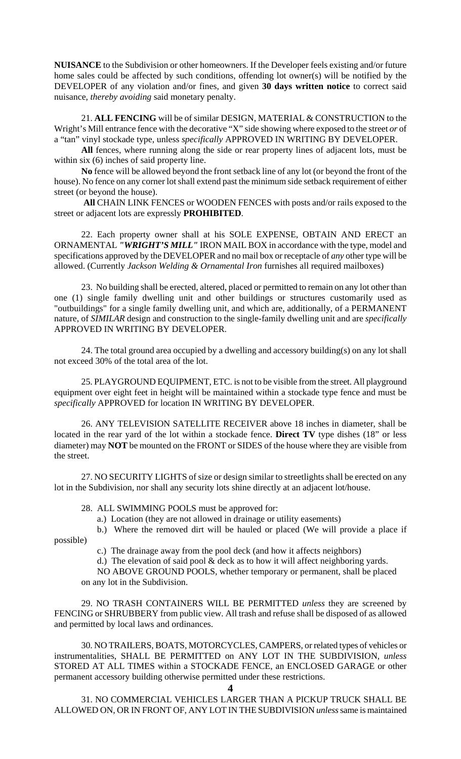**NUISANCE** to the Subdivision or other homeowners. If the Developer feels existing and/or future home sales could be affected by such conditions, offending lot owner(s) will be notified by the DEVELOPER of any violation and/or fines, and given **30 days written notice** to correct said nuisance, *thereby avoiding* said monetary penalty.

21. **ALL FENCING** will be of similar DESIGN, MATERIAL & CONSTRUCTION to the Wright's Mill entrance fence with the decorative "X" side showing where exposed to the street *or* of a "tan" vinyl stockade type, unless *specifically* APPROVED IN WRITING BY DEVELOPER.

**All** fences, where running along the side or rear property lines of adjacent lots, must be within six (6) inches of said property line.

**No** fence will be allowed beyond the front setback line of any lot (or beyond the front of the house). No fence on any corner lot shall extend past the minimum side setback requirement of either street (or beyond the house).

**All** CHAIN LINK FENCES or WOODEN FENCES with posts and/or rails exposed to the street or adjacent lots are expressly **PROHIBITED**.

22. Each property owner shall at his SOLE EXPENSE, OBTAIN AND ERECT an ORNAMENTAL ***"WRIGHT'S MILL"*** IRON MAIL BOX in accordance with the type, model and specifications approved by the DEVELOPER and no mail box or receptacle of *any* other type will be allowed. (Currently *Jackson Welding & Ornamental Iron* furnishes all required mailboxes)

23. No building shall be erected, altered, placed or permitted to remain on any lot other than one (1) single family dwelling unit and other buildings or structures customarily used as "outbuildings" for a single family dwelling unit, and which are, additionally, of a PERMANENT nature, of *SIMILAR* design and construction to the single-family dwelling unit and are *specifically* APPROVED IN WRITING BY DEVELOPER.

24. The total ground area occupied by a dwelling and accessory building(s) on any lot shall not exceed 30% of the total area of the lot.

25. PLAYGROUND EQUIPMENT, ETC. is not to be visible from the street. All playground equipment over eight feet in height will be maintained within a stockade type fence and must be *specifically* APPROVED for location IN WRITING BY DEVELOPER.

26. ANY TELEVISION SATELLITE RECEIVER above 18 inches in diameter, shall be located in the rear yard of the lot within a stockade fence. **Direct TV** type dishes (18" or less diameter) may **NOT** be mounted on the FRONT or SIDES of the house where they are visible from the street.

27. NO SECURITY LIGHTS of size or design similar to streetlights shall be erected on any lot in the Subdivision, nor shall any security lots shine directly at an adjacent lot/house.

28. ALL SWIMMING POOLS must be approved for:

a.) Location (they are not allowed in drainage or utility easements)

b.) Where the removed dirt will be hauled or placed (We will provide a place if possible)

c.) The drainage away from the pool deck (and how it affects neighbors)

d.) The elevation of said pool & deck as to how it will affect neighboring yards.

NO ABOVE GROUND POOLS, whether temporary or permanent, shall be placed on any lot in the Subdivision.

29. NO TRASH CONTAINERS WILL BE PERMITTED *unless* they are screened by FENCING or SHRUBBERY from public view. All trash and refuse shall be disposed of as allowed and permitted by local laws and ordinances.

30. NO TRAILERS, BOATS, MOTORCYCLES, CAMPERS, or related types of vehicles or instrumentalities, SHALL BE PERMITTED on ANY LOT IN THE SUBDIVISION, *unless* STORED AT ALL TIMES within a STOCKADE FENCE, an ENCLOSED GARAGE or other permanent accessory building otherwise permitted under these restrictions.

31. NO COMMERCIAL VEHICLES LARGER THAN A PICKUP TRUCK SHALL BE ALLOWED ON, OR IN FRONT OF, ANY LOT IN THE SUBDIVISION *unless* same is maintained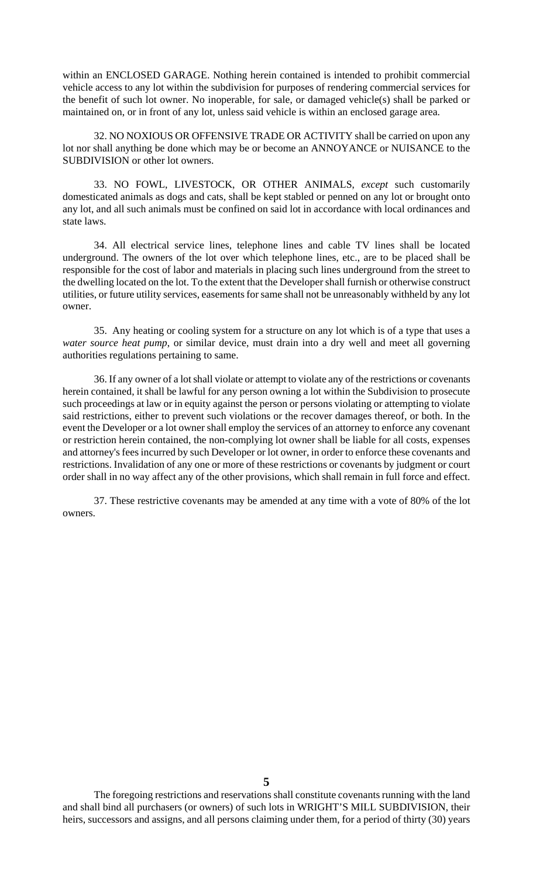within an ENCLOSED GARAGE. Nothing herein contained is intended to prohibit commercial vehicle access to any lot within the subdivision for purposes of rendering commercial services for the benefit of such lot owner. No inoperable, for sale, or damaged vehicle(s) shall be parked or maintained on, or in front of any lot, unless said vehicle is within an enclosed garage area.

32. NO NOXIOUS OR OFFENSIVE TRADE OR ACTIVITY shall be carried on upon any lot nor shall anything be done which may be or become an ANNOYANCE or NUISANCE to the SUBDIVISION or other lot owners.

33. NO FOWL, LIVESTOCK, OR OTHER ANIMALS, *except* such customarily domesticated animals as dogs and cats, shall be kept stabled or penned on any lot or brought onto any lot, and all such animals must be confined on said lot in accordance with local ordinances and state laws.

34. All electrical service lines, telephone lines and cable TV lines shall be located underground. The owners of the lot over which telephone lines, etc., are to be placed shall be responsible for the cost of labor and materials in placing such lines underground from the street to the dwelling located on the lot. To the extent that the Developer shall furnish or otherwise construct utilities, or future utility services, easements for same shall not be unreasonably withheld by any lot owner.

35. Any heating or cooling system for a structure on any lot which is of a type that uses a *water source heat pump*, or similar device, must drain into a dry well and meet all governing authorities regulations pertaining to same.

36. If any owner of a lot shall violate or attempt to violate any of the restrictions or covenants herein contained, it shall be lawful for any person owning a lot within the Subdivision to prosecute such proceedings at law or in equity against the person or persons violating or attempting to violate said restrictions, either to prevent such violations or the recover damages thereof, or both. In the event the Developer or a lot owner shall employ the services of an attorney to enforce any covenant or restriction herein contained, the non-complying lot owner shall be liable for all costs, expenses and attorney's fees incurred by such Developer or lot owner, in order to enforce these covenants and restrictions. Invalidation of any one or more of these restrictions or covenants by judgment or court order shall in no way affect any of the other provisions, which shall remain in full force and effect.

37. These restrictive covenants may be amended at any time with a vote of 80% of the lot owners.

The foregoing restrictions and reservations shall constitute covenants running with the land and shall bind all purchasers (or owners) of such lots in WRIGHT'S MILL SUBDIVISION, their heirs, successors and assigns, and all persons claiming under them, for a period of thirty (30) years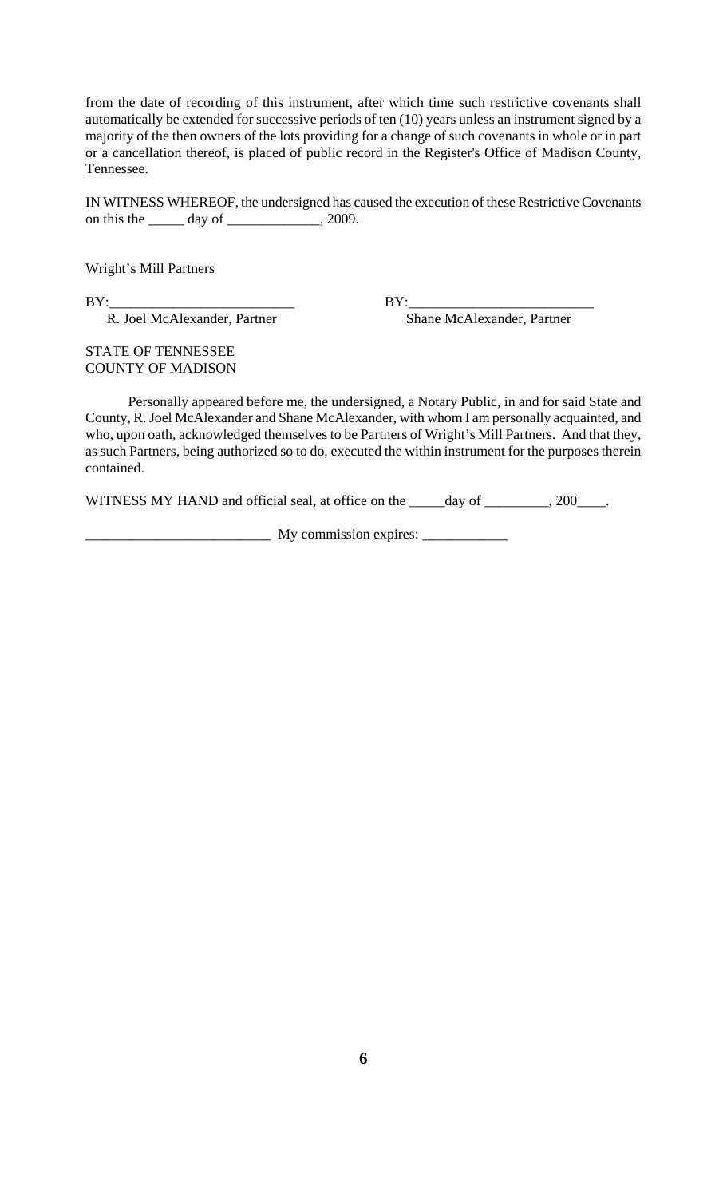from the date of recording of this instrument, after which time such restrictive covenants shall automatically be extended for successive periods of ten (10) years unless an instrument signed by a majority of the then owners of the lots providing for a change of such covenants in whole or in part or a cancellation thereof, is placed of public record in the Register's Office of Madison County, Tennessee.

IN WITNESS WHEREOF, the undersigned has caused the execution of these Restrictive Covenants on this the _____ day of _____________, 2009.

Wright's Mill Partners

BY:_________________________
R. Joel McAlexander, Partner

BY:_________________________
Shane McAlexander, Partner

STATE OF TENNESSEE
COUNTY OF MADISON

Personally appeared before me, the undersigned, a Notary Public, in and for said State and County, R. Joel McAlexander and Shane McAlexander, with whom I am personally acquainted, and who, upon oath, acknowledged themselves to be Partners of Wright's Mill Partners. And that they, as such Partners, being authorized so to do, executed the within instrument for the purposes therein contained.

WITNESS MY HAND and official seal, at office on the _____day of _________, 200____.

_________________________ My commission expires: ____________